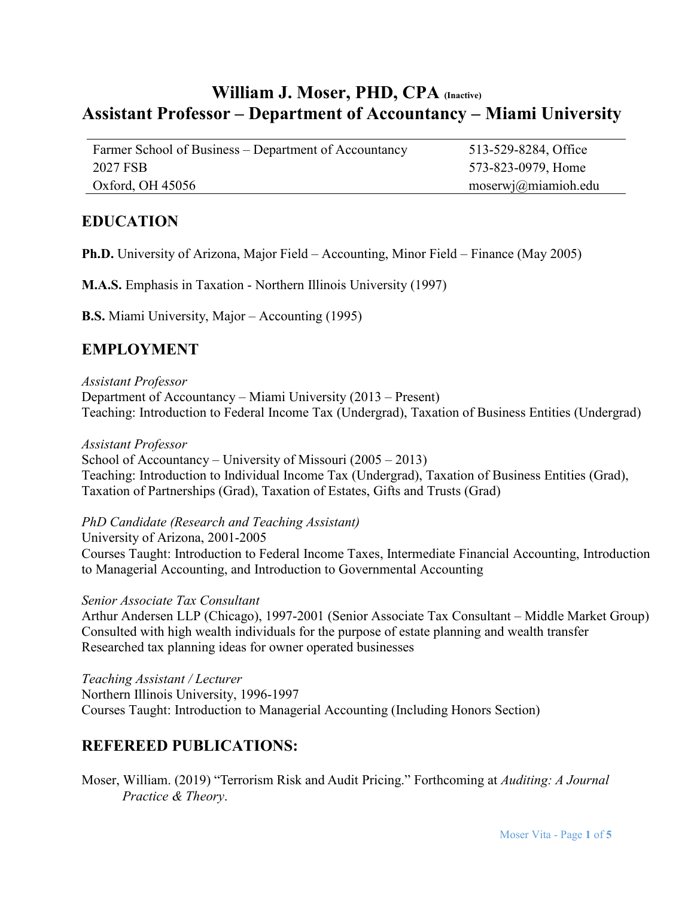# William J. Moser, PHD, CPA (Inactive)
# Assistant Professor – Department of Accountancy – Miami University

| | |
|---|---|
| Farmer School of Business – Department of Accountancy | 513-529-8284, Office |
| 2027 FSB | 573-823-0979, Home |
| Oxford, OH 45056 | moserwj@miamioh.edu |

## EDUCATION

**Ph.D.** University of Arizona, Major Field – Accounting, Minor Field – Finance (May 2005)

**M.A.S.** Emphasis in Taxation - Northern Illinois University (1997)

**B.S.** Miami University, Major – Accounting (1995)

## EMPLOYMENT

*Assistant Professor*
Department of Accountancy – Miami University (2013 – Present)
Teaching: Introduction to Federal Income Tax (Undergrad), Taxation of Business Entities (Undergrad)

*Assistant Professor*
School of Accountancy – University of Missouri (2005 – 2013)
Teaching: Introduction to Individual Income Tax (Undergrad), Taxation of Business Entities (Grad), Taxation of Partnerships (Grad), Taxation of Estates, Gifts and Trusts (Grad)

*PhD Candidate (Research and Teaching Assistant)*
University of Arizona, 2001-2005
Courses Taught: Introduction to Federal Income Taxes, Intermediate Financial Accounting, Introduction to Managerial Accounting, and Introduction to Governmental Accounting

*Senior Associate Tax Consultant*
Arthur Andersen LLP (Chicago), 1997-2001 (Senior Associate Tax Consultant – Middle Market Group)
Consulted with high wealth individuals for the purpose of estate planning and wealth transfer
Researched tax planning ideas for owner operated businesses

*Teaching Assistant / Lecturer*
Northern Illinois University, 1996-1997
Courses Taught: Introduction to Managerial Accounting (Including Honors Section)

## REFEREED PUBLICATIONS:

Moser, William. (2019) "Terrorism Risk and Audit Pricing." Forthcoming at *Auditing: A Journal Practice & Theory*.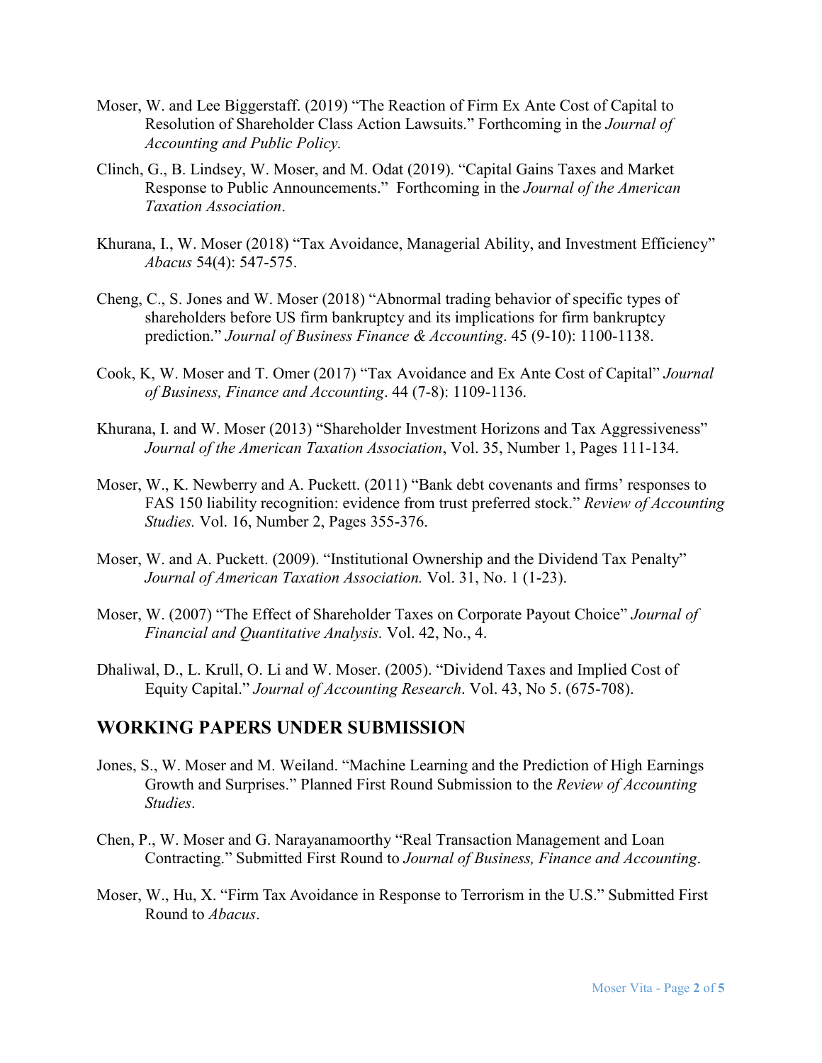Moser, W. and Lee Biggerstaff. (2019) "The Reaction of Firm Ex Ante Cost of Capital to Resolution of Shareholder Class Action Lawsuits." Forthcoming in the *Journal of Accounting and Public Policy.*

Clinch, G., B. Lindsey, W. Moser, and M. Odat (2019). "Capital Gains Taxes and Market Response to Public Announcements." Forthcoming in the *Journal of the American Taxation Association*.

Khurana, I., W. Moser (2018) "Tax Avoidance, Managerial Ability, and Investment Efficiency" *Abacus* 54(4): 547-575.

Cheng, C., S. Jones and W. Moser (2018) "Abnormal trading behavior of specific types of shareholders before US firm bankruptcy and its implications for firm bankruptcy prediction." *Journal of Business Finance & Accounting*. 45 (9-10): 1100-1138.

Cook, K, W. Moser and T. Omer (2017) "Tax Avoidance and Ex Ante Cost of Capital" *Journal of Business, Finance and Accounting*. 44 (7-8): 1109-1136.

Khurana, I. and W. Moser (2013) "Shareholder Investment Horizons and Tax Aggressiveness" *Journal of the American Taxation Association*, Vol. 35, Number 1, Pages 111-134.

Moser, W., K. Newberry and A. Puckett. (2011) "Bank debt covenants and firms' responses to FAS 150 liability recognition: evidence from trust preferred stock." *Review of Accounting Studies.* Vol. 16, Number 2, Pages 355-376.

Moser, W. and A. Puckett. (2009). "Institutional Ownership and the Dividend Tax Penalty" *Journal of American Taxation Association.* Vol. 31, No. 1 (1-23).

Moser, W. (2007) "The Effect of Shareholder Taxes on Corporate Payout Choice" *Journal of Financial and Quantitative Analysis.* Vol. 42, No., 4.

Dhaliwal, D., L. Krull, O. Li and W. Moser. (2005). "Dividend Taxes and Implied Cost of Equity Capital." *Journal of Accounting Research*. Vol. 43, No 5. (675-708).

## WORKING PAPERS UNDER SUBMISSION

Jones, S., W. Moser and M. Weiland. "Machine Learning and the Prediction of High Earnings Growth and Surprises." Planned First Round Submission to the *Review of Accounting Studies*.

Chen, P., W. Moser and G. Narayanamoorthy "Real Transaction Management and Loan Contracting." Submitted First Round to *Journal of Business, Finance and Accounting*.

Moser, W., Hu, X. "Firm Tax Avoidance in Response to Terrorism in the U.S." Submitted First Round to *Abacus*.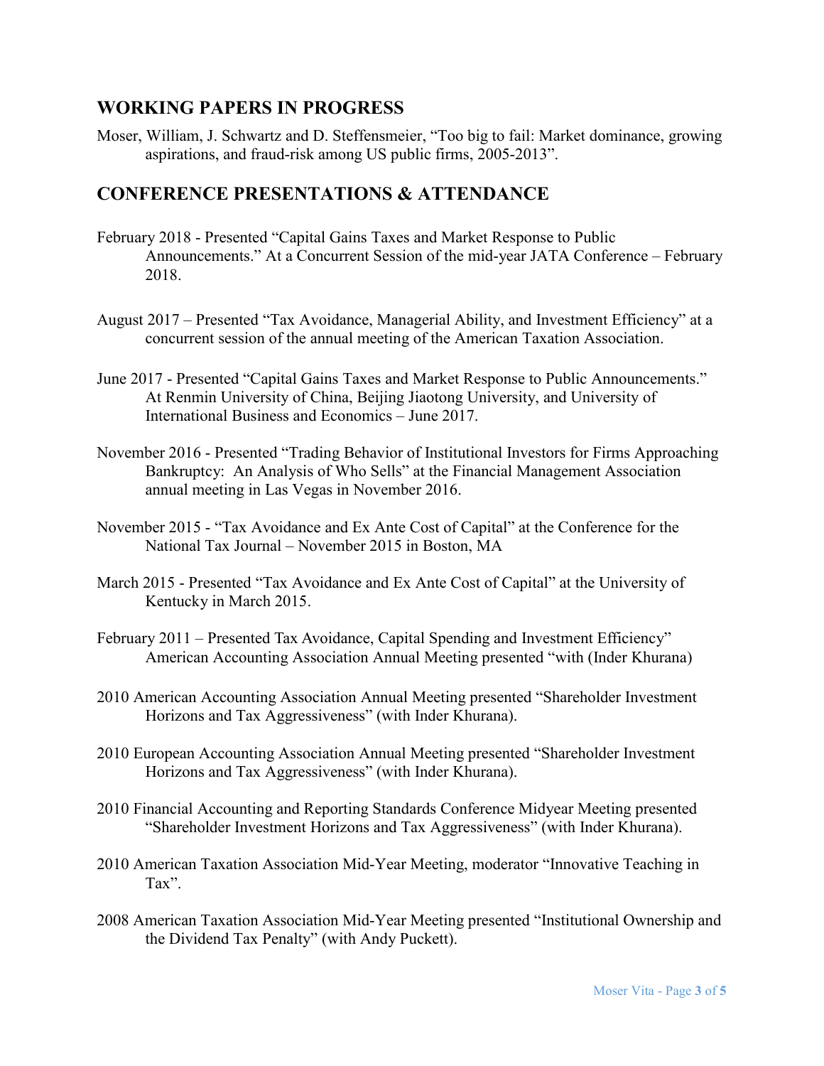## WORKING PAPERS IN PROGRESS

Moser, William, J. Schwartz and D. Steffensmeier, "Too big to fail: Market dominance, growing aspirations, and fraud-risk among US public firms, 2005-2013".

## CONFERENCE PRESENTATIONS & ATTENDANCE

February 2018 - Presented "Capital Gains Taxes and Market Response to Public Announcements." At a Concurrent Session of the mid-year JATA Conference – February 2018.

August 2017 – Presented "Tax Avoidance, Managerial Ability, and Investment Efficiency" at a concurrent session of the annual meeting of the American Taxation Association.

June 2017 - Presented "Capital Gains Taxes and Market Response to Public Announcements." At Renmin University of China, Beijing Jiaotong University, and University of International Business and Economics – June 2017.

November 2016 - Presented "Trading Behavior of Institutional Investors for Firms Approaching Bankruptcy: An Analysis of Who Sells" at the Financial Management Association annual meeting in Las Vegas in November 2016.

November 2015 - "Tax Avoidance and Ex Ante Cost of Capital" at the Conference for the National Tax Journal – November 2015 in Boston, MA

March 2015 - Presented "Tax Avoidance and Ex Ante Cost of Capital" at the University of Kentucky in March 2015.

February 2011 – Presented Tax Avoidance, Capital Spending and Investment Efficiency" American Accounting Association Annual Meeting presented "with (Inder Khurana)

2010 American Accounting Association Annual Meeting presented "Shareholder Investment Horizons and Tax Aggressiveness" (with Inder Khurana).

2010 European Accounting Association Annual Meeting presented "Shareholder Investment Horizons and Tax Aggressiveness" (with Inder Khurana).

2010 Financial Accounting and Reporting Standards Conference Midyear Meeting presented "Shareholder Investment Horizons and Tax Aggressiveness" (with Inder Khurana).

2010 American Taxation Association Mid-Year Meeting, moderator "Innovative Teaching in Tax".

2008 American Taxation Association Mid-Year Meeting presented "Institutional Ownership and the Dividend Tax Penalty" (with Andy Puckett).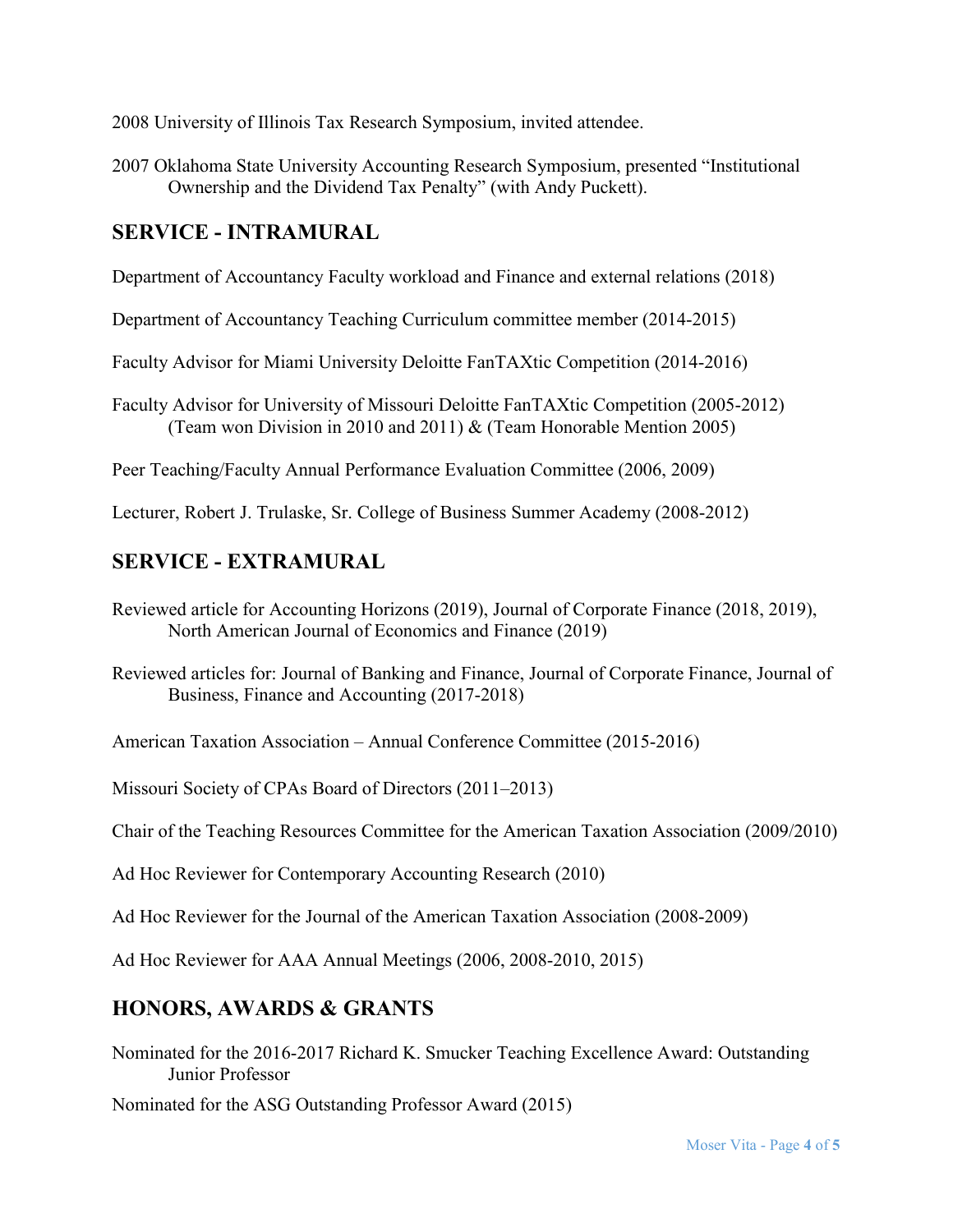2008 University of Illinois Tax Research Symposium, invited attendee.

2007 Oklahoma State University Accounting Research Symposium, presented "Institutional Ownership and the Dividend Tax Penalty" (with Andy Puckett).

## SERVICE - INTRAMURAL

Department of Accountancy Faculty workload and Finance and external relations (2018)

Department of Accountancy Teaching Curriculum committee member (2014-2015)

Faculty Advisor for Miami University Deloitte FanTAXtic Competition (2014-2016)

Faculty Advisor for University of Missouri Deloitte FanTAXtic Competition (2005-2012) (Team won Division in 2010 and 2011) & (Team Honorable Mention 2005)

Peer Teaching/Faculty Annual Performance Evaluation Committee (2006, 2009)

Lecturer, Robert J. Trulaske, Sr. College of Business Summer Academy (2008-2012)

## SERVICE - EXTRAMURAL

Reviewed article for Accounting Horizons (2019), Journal of Corporate Finance (2018, 2019), North American Journal of Economics and Finance (2019)

Reviewed articles for: Journal of Banking and Finance, Journal of Corporate Finance, Journal of Business, Finance and Accounting (2017-2018)

American Taxation Association – Annual Conference Committee (2015-2016)

Missouri Society of CPAs Board of Directors (2011–2013)

Chair of the Teaching Resources Committee for the American Taxation Association (2009/2010)

Ad Hoc Reviewer for Contemporary Accounting Research (2010)

Ad Hoc Reviewer for the Journal of the American Taxation Association (2008-2009)

Ad Hoc Reviewer for AAA Annual Meetings (2006, 2008-2010, 2015)

## HONORS, AWARDS & GRANTS

Nominated for the 2016-2017 Richard K. Smucker Teaching Excellence Award: Outstanding Junior Professor

Nominated for the ASG Outstanding Professor Award (2015)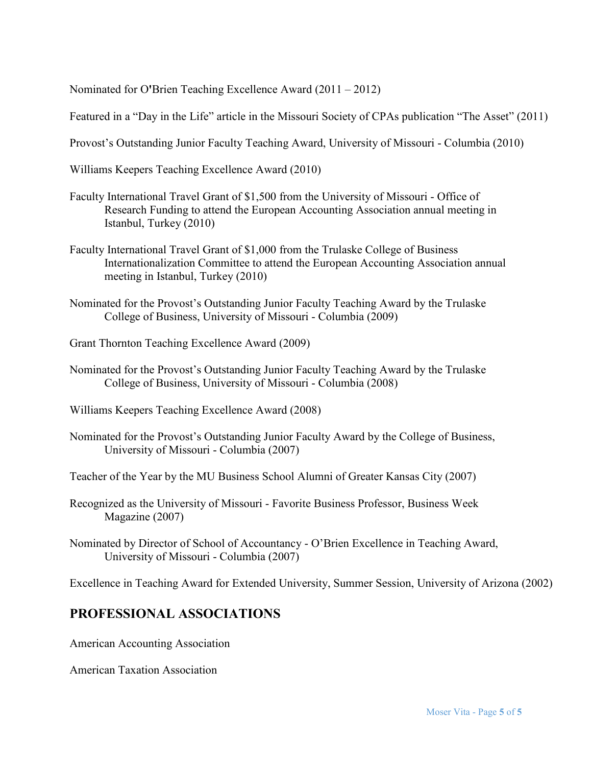Nominated for O'Brien Teaching Excellence Award (2011 – 2012)

Featured in a "Day in the Life" article in the Missouri Society of CPAs publication "The Asset" (2011)

Provost's Outstanding Junior Faculty Teaching Award, University of Missouri - Columbia (2010)

Williams Keepers Teaching Excellence Award (2010)

Faculty International Travel Grant of $1,500 from the University of Missouri - Office of Research Funding to attend the European Accounting Association annual meeting in Istanbul, Turkey (2010)

Faculty International Travel Grant of $1,000 from the Trulaske College of Business Internationalization Committee to attend the European Accounting Association annual meeting in Istanbul, Turkey (2010)

Nominated for the Provost's Outstanding Junior Faculty Teaching Award by the Trulaske College of Business, University of Missouri - Columbia (2009)

Grant Thornton Teaching Excellence Award (2009)

Nominated for the Provost's Outstanding Junior Faculty Teaching Award by the Trulaske College of Business, University of Missouri - Columbia (2008)

Williams Keepers Teaching Excellence Award (2008)

Nominated for the Provost's Outstanding Junior Faculty Award by the College of Business, University of Missouri - Columbia (2007)

Teacher of the Year by the MU Business School Alumni of Greater Kansas City (2007)

Recognized as the University of Missouri - Favorite Business Professor, Business Week Magazine (2007)

Nominated by Director of School of Accountancy - O'Brien Excellence in Teaching Award, University of Missouri - Columbia (2007)

Excellence in Teaching Award for Extended University, Summer Session, University of Arizona (2002)

## PROFESSIONAL ASSOCIATIONS

American Accounting Association

American Taxation Association